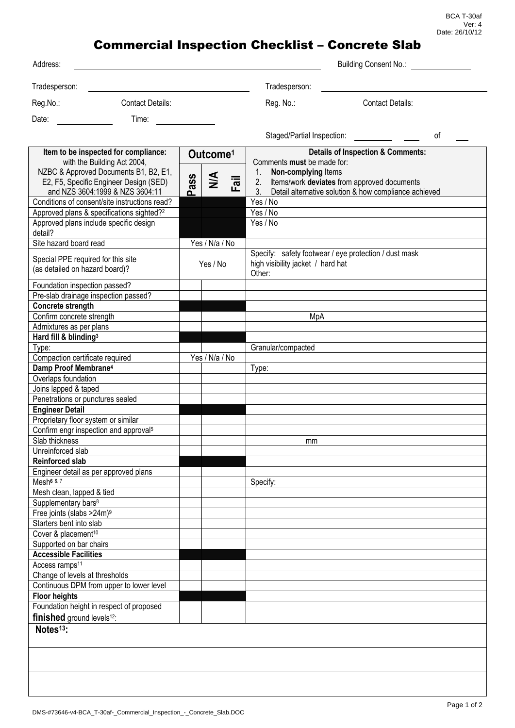BCA T-30af
Ver: 4
Date: 26/10/12

# Commercial Inspection Checklist – Concrete Slab

Address: ______________________ Building Consent No.: ____________

Tradesperson: ______________________ Tradesperson: ______________________

Reg.No.: ________ Contact Details: ____________ Reg. No.: ________ Contact Details: ____________

Date: ________ Time: ________

Staged/Partial Inspection: ________ ____ of ____

| Item to be inspected for compliance: with the Building Act 2004, NZBC & Approved Documents B1, B2, E1, E2, F5, Specific Engineer Design (SED) and NZS 3604:1999 & NZS 3604:11 | Outcome[1] | | | Details of Inspection & Comments: Comments **must** be made for: 1. **Non-complying** Items 2. Items/work **deviates** from approved documents 3. Detail alternative solution & how compliance achieved |
|---|---|---|---|---|
| | Pass | N/A | Fail | |
| Conditions of consent/site instructions read? | | | | Yes / No |
| Approved plans & specifications sighted?[2] | | | | Yes / No |
| Approved plans include specific design detail? | | | | Yes / No |
| Site hazard board read | Yes / N/a / No | | | |
| Special PPE required for this site (as detailed on hazard board)? | Yes / No | | | Specify: safety footwear / eye protection / dust mask high visibility jacket / hard hat Other: |
| Foundation inspection passed? | | | | |
| Pre-slab drainage inspection passed? | | | | |
| **Concrete strength** | | | | |
| Confirm concrete strength | | | | MpA |
| Admixtures as per plans | | | | |
| **Hard fill & blinding[3]** | | | | |
| Type: | | | | Granular/compacted |
| Compaction certificate required | Yes / N/a / No | | | |
| **Damp Proof Membrane[4]** | | | | Type: |
| Overlaps foundation | | | | |
| Joins lapped & taped | | | | |
| Penetrations or punctures sealed | | | | |
| **Engineer Detail** | | | | |
| Proprietary floor system or similar | | | | |
| Confirm engr inspection and approval[5] | | | | |
| Slab thickness | | | | mm |
| Unreinforced slab | | | | |
| **Reinforced slab** | | | | |
| Engineer detail as per approved plans | | | | |
| Mesh[6 & 7] | | | | Specify: |
| Mesh clean, lapped & tied | | | | |
| Supplementary bars[8] | | | | |
| Free joints (slabs >24m)[9] | | | | |
| Starters bent into slab | | | | |
| Cover & placement[10] | | | | |
| Supported on bar chairs | | | | |
| **Accessible Facilities** | | | | |
| Access ramps[11] | | | | |
| Change of levels at thresholds | | | | |
| Continuous DPM from upper to lower level | | | | |
| **Floor heights** | | | | |
| Foundation height in respect of proposed **finished** ground levels[12]: | | | | |

**Notes[13]:**

DMS-#73646-v4-BCA_T-30af-_Commercial_Inspection_-_Concrete_Slab.DOC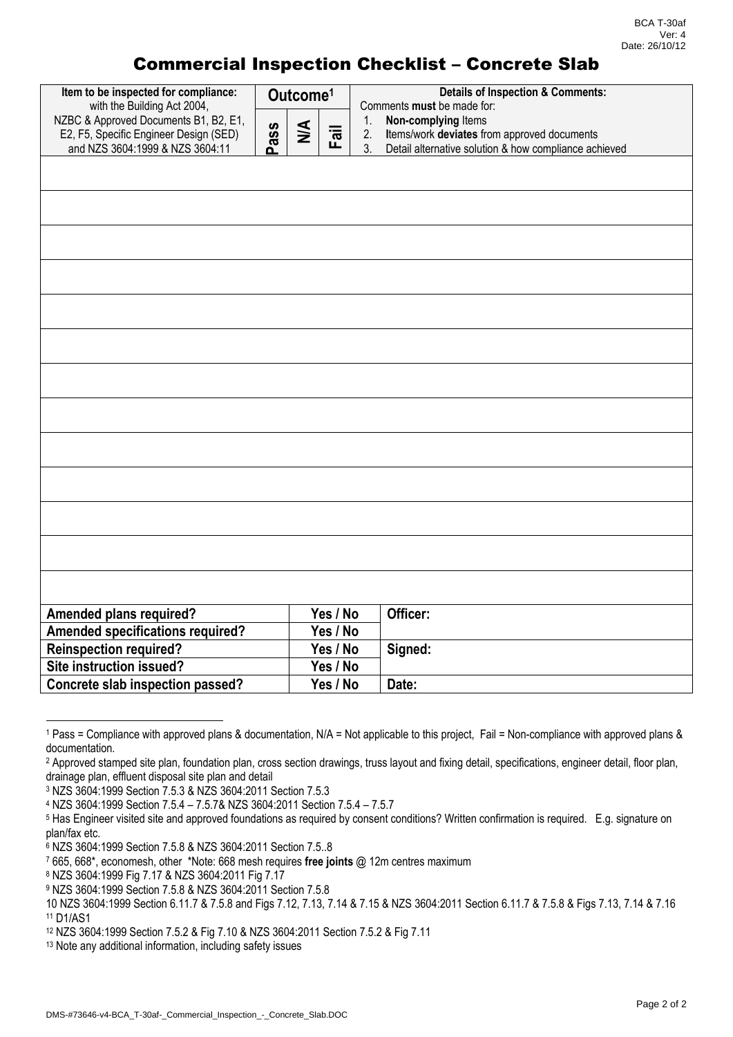BCA T-30af
Ver: 4
Date: 26/10/12

# Commercial Inspection Checklist – Concrete Slab

| Item to be inspected for compliance: with the Building Act 2004, NZBC & Approved Documents B1, B2, E1, E2, F5, Specific Engineer Design (SED) and NZS 3604:1999 & NZS 3604:11 | Outcome[1] Pass | N/A | Fail | Details of Inspection & Comments: Comments **must** be made for: 1. **Non-complying** Items 2. **I**tems/work **deviates** from approved documents 3. Detail alternative solution & how compliance achieved |
|---|---|---|---|---|
| | | | | |
| | | | | |
| | | | | |
| | | | | |
| | | | | |
| | | | | |
| | | | | |
| | | | | |
| | | | | |
| | | | | |
| | | | | |
| | | | | |
| | | | | |

| | | |
|---|---|---|
| **Amended plans required?** | **Yes / No** | **Officer:** |
| **Amended specifications required?** | **Yes / No** | |
| **Reinspection required?** | **Yes / No** | **Signed:** |
| **Site instruction issued?** | **Yes / No** | |
| **Concrete slab inspection passed?** | **Yes / No** | **Date:** |

[1] Pass = Compliance with approved plans & documentation, N/A = Not applicable to this project, Fail = Non-compliance with approved plans & documentation.

[2] Approved stamped site plan, foundation plan, cross section drawings, truss layout and fixing detail, specifications, engineer detail, floor plan, drainage plan, effluent disposal site plan and detail

[3] NZS 3604:1999 Section 7.5.3 & NZS 3604:2011 Section 7.5.3

[4] NZS 3604:1999 Section 7.5.4 – 7.5.7& NZS 3604:2011 Section 7.5.4 – 7.5.7

[5] Has Engineer visited site and approved foundations as required by consent conditions? Written confirmation is required. E.g. signature on plan/fax etc.

[6] NZS 3604:1999 Section 7.5.8 & NZS 3604:2011 Section 7.5..8

[7] 665, 668*, economesh, other *Note: 668 mesh requires **free joints** @ 12m centres maximum

[8] NZS 3604:1999 Fig 7.17 & NZS 3604:2011 Fig 7.17

[9] NZS 3604:1999 Section 7.5.8 & NZS 3604:2011 Section 7.5.8

10 NZS 3604:1999 Section 6.11.7 & 7.5.8 and Figs 7.12, 7.13, 7.14 & 7.15 & NZS 3604:2011 Section 6.11.7 & 7.5.8 & Figs 7.13, 7.14 & 7.16

[11] D1/AS1

[12] NZS 3604:1999 Section 7.5.2 & Fig 7.10 & NZS 3604:2011 Section 7.5.2 & Fig 7.11

[13] Note any additional information, including safety issues

DMS-#73646-v4-BCA_T-30af-_Commercial_Inspection_-_Concrete_Slab.DOC